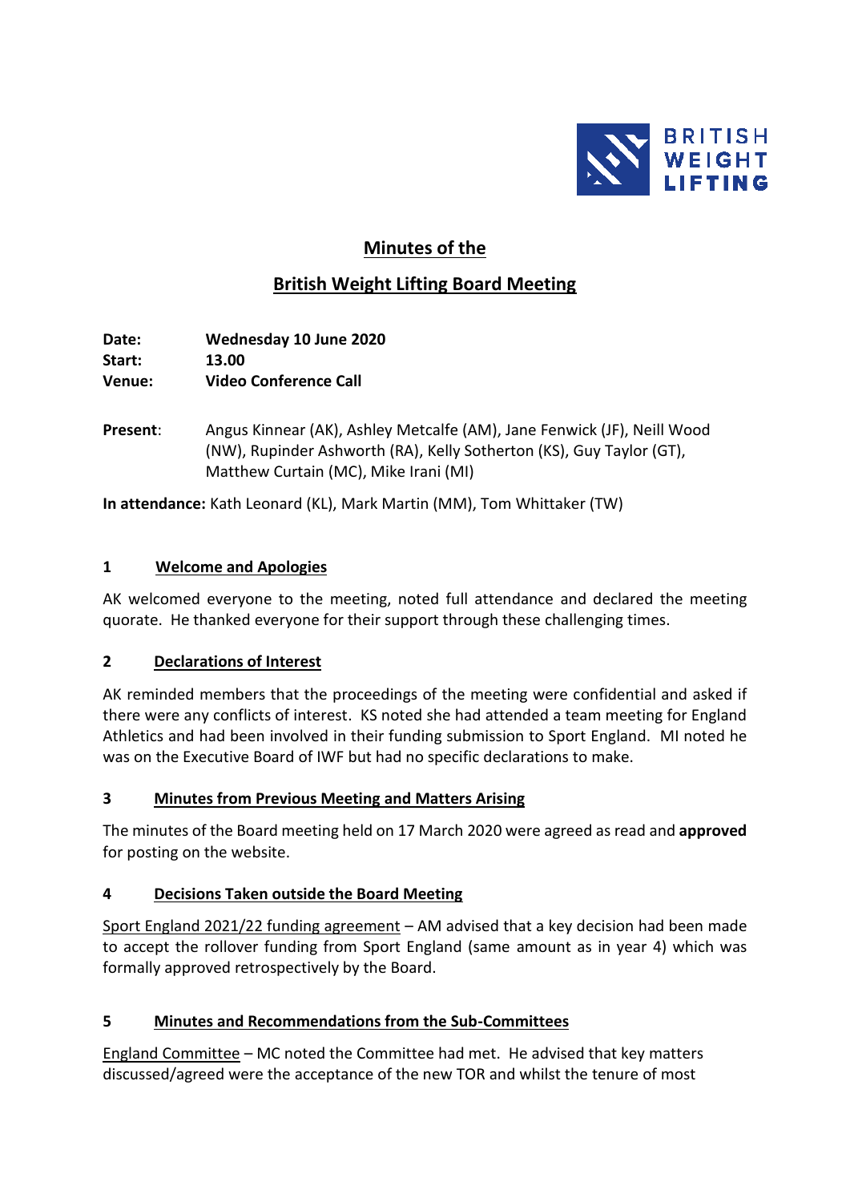# Minutes of the

# British Weight Lifting Board Meeting

**Date:** **Wednesday 10 June 2020**
**Start:** **13.00**
**Venue:** **Video Conference Call**

**Present**: Angus Kinnear (AK), Ashley Metcalfe (AM), Jane Fenwick (JF), Neill Wood (NW), Rupinder Ashworth (RA), Kelly Sotherton (KS), Guy Taylor (GT), Matthew Curtain (MC), Mike Irani (MI)

**In attendance:** Kath Leonard (KL), Mark Martin (MM), Tom Whittaker (TW)

## 1 Welcome and Apologies

AK welcomed everyone to the meeting, noted full attendance and declared the meeting quorate. He thanked everyone for their support through these challenging times.

## 2 Declarations of Interest

AK reminded members that the proceedings of the meeting were confidential and asked if there were any conflicts of interest. KS noted she had attended a team meeting for England Athletics and had been involved in their funding submission to Sport England. MI noted he was on the Executive Board of IWF but had no specific declarations to make.

## 3 Minutes from Previous Meeting and Matters Arising

The minutes of the Board meeting held on 17 March 2020 were agreed as read and **approved** for posting on the website.

## 4 Decisions Taken outside the Board Meeting

Sport England 2021/22 funding agreement – AM advised that a key decision had been made to accept the rollover funding from Sport England (same amount as in year 4) which was formally approved retrospectively by the Board.

## 5 Minutes and Recommendations from the Sub-Committees

England Committee – MC noted the Committee had met. He advised that key matters discussed/agreed were the acceptance of the new TOR and whilst the tenure of most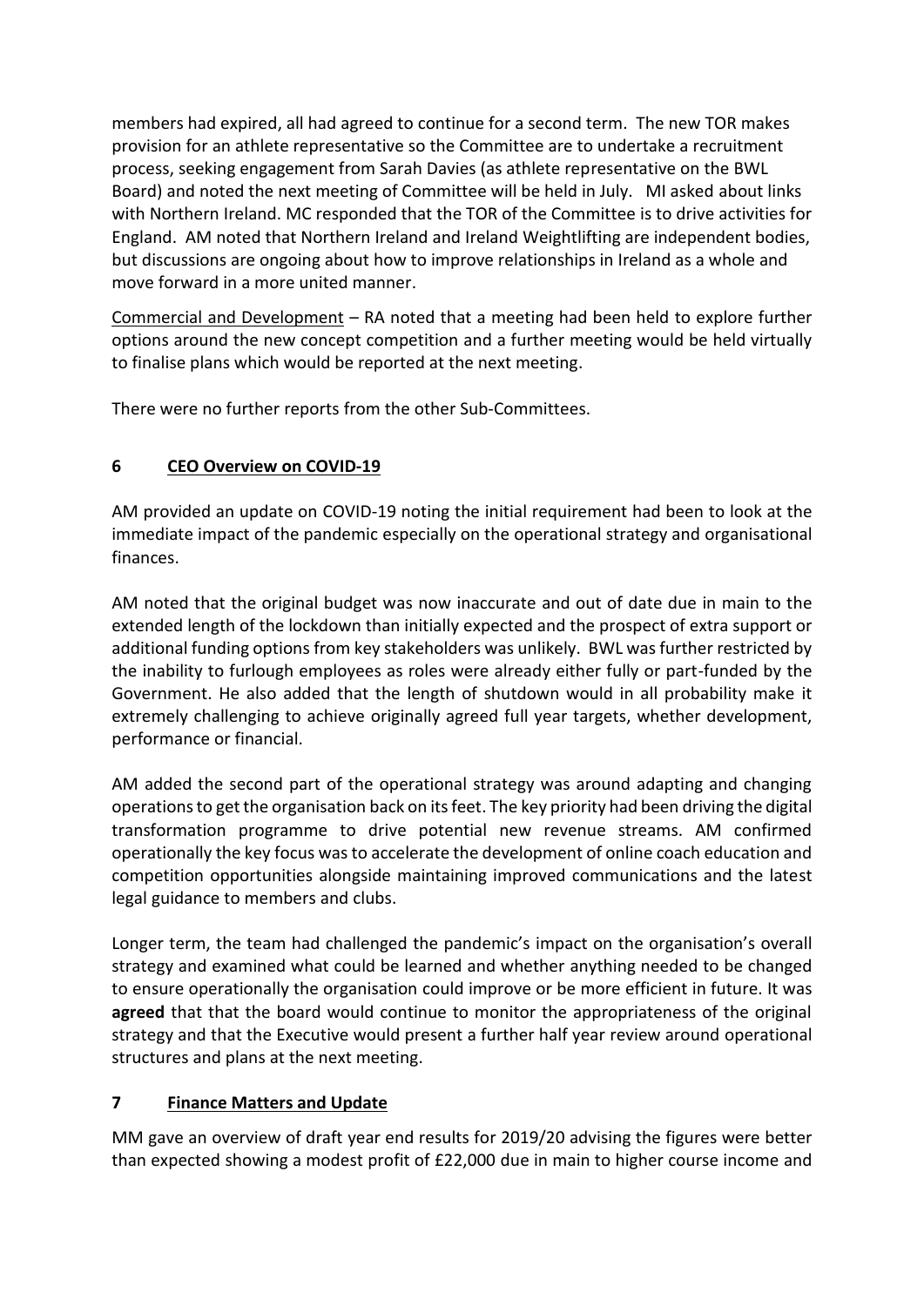members had expired, all had agreed to continue for a second term. The new TOR makes provision for an athlete representative so the Committee are to undertake a recruitment process, seeking engagement from Sarah Davies (as athlete representative on the BWL Board) and noted the next meeting of Committee will be held in July. MI asked about links with Northern Ireland. MC responded that the TOR of the Committee is to drive activities for England. AM noted that Northern Ireland and Ireland Weightlifting are independent bodies, but discussions are ongoing about how to improve relationships in Ireland as a whole and move forward in a more united manner.

Commercial and Development – RA noted that a meeting had been held to explore further options around the new concept competition and a further meeting would be held virtually to finalise plans which would be reported at the next meeting.

There were no further reports from the other Sub-Committees.

## 6 CEO Overview on COVID-19

AM provided an update on COVID-19 noting the initial requirement had been to look at the immediate impact of the pandemic especially on the operational strategy and organisational finances.

AM noted that the original budget was now inaccurate and out of date due in main to the extended length of the lockdown than initially expected and the prospect of extra support or additional funding options from key stakeholders was unlikely. BWL was further restricted by the inability to furlough employees as roles were already either fully or part-funded by the Government. He also added that the length of shutdown would in all probability make it extremely challenging to achieve originally agreed full year targets, whether development, performance or financial.

AM added the second part of the operational strategy was around adapting and changing operations to get the organisation back on its feet. The key priority had been driving the digital transformation programme to drive potential new revenue streams. AM confirmed operationally the key focus was to accelerate the development of online coach education and competition opportunities alongside maintaining improved communications and the latest legal guidance to members and clubs.

Longer term, the team had challenged the pandemic's impact on the organisation's overall strategy and examined what could be learned and whether anything needed to be changed to ensure operationally the organisation could improve or be more efficient in future. It was **agreed** that that the board would continue to monitor the appropriateness of the original strategy and that the Executive would present a further half year review around operational structures and plans at the next meeting.

## 7 Finance Matters and Update

MM gave an overview of draft year end results for 2019/20 advising the figures were better than expected showing a modest profit of £22,000 due in main to higher course income and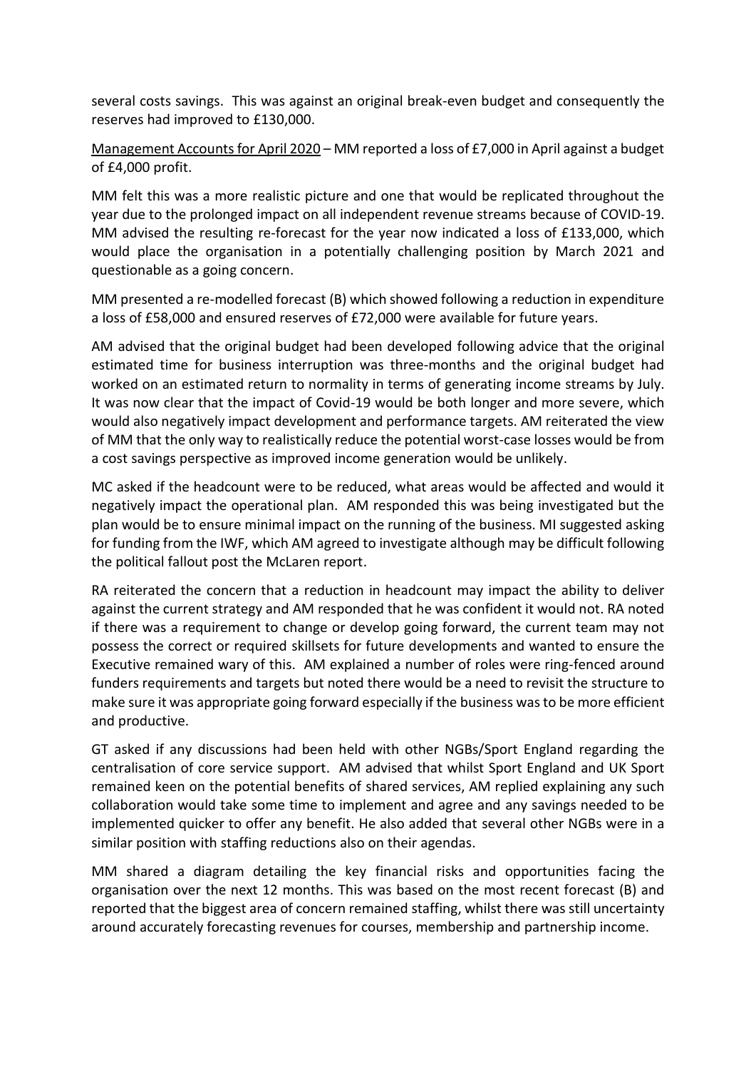several costs savings. This was against an original break-even budget and consequently the reserves had improved to £130,000.

<u>Management Accounts for April 2020</u> – MM reported a loss of £7,000 in April against a budget of £4,000 profit.

MM felt this was a more realistic picture and one that would be replicated throughout the year due to the prolonged impact on all independent revenue streams because of COVID-19. MM advised the resulting re-forecast for the year now indicated a loss of £133,000, which would place the organisation in a potentially challenging position by March 2021 and questionable as a going concern.

MM presented a re-modelled forecast (B) which showed following a reduction in expenditure a loss of £58,000 and ensured reserves of £72,000 were available for future years.

AM advised that the original budget had been developed following advice that the original estimated time for business interruption was three-months and the original budget had worked on an estimated return to normality in terms of generating income streams by July. It was now clear that the impact of Covid-19 would be both longer and more severe, which would also negatively impact development and performance targets. AM reiterated the view of MM that the only way to realistically reduce the potential worst-case losses would be from a cost savings perspective as improved income generation would be unlikely.

MC asked if the headcount were to be reduced, what areas would be affected and would it negatively impact the operational plan. AM responded this was being investigated but the plan would be to ensure minimal impact on the running of the business. MI suggested asking for funding from the IWF, which AM agreed to investigate although may be difficult following the political fallout post the McLaren report.

RA reiterated the concern that a reduction in headcount may impact the ability to deliver against the current strategy and AM responded that he was confident it would not. RA noted if there was a requirement to change or develop going forward, the current team may not possess the correct or required skillsets for future developments and wanted to ensure the Executive remained wary of this. AM explained a number of roles were ring-fenced around funders requirements and targets but noted there would be a need to revisit the structure to make sure it was appropriate going forward especially if the business was to be more efficient and productive.

GT asked if any discussions had been held with other NGBs/Sport England regarding the centralisation of core service support. AM advised that whilst Sport England and UK Sport remained keen on the potential benefits of shared services, AM replied explaining any such collaboration would take some time to implement and agree and any savings needed to be implemented quicker to offer any benefit. He also added that several other NGBs were in a similar position with staffing reductions also on their agendas.

MM shared a diagram detailing the key financial risks and opportunities facing the organisation over the next 12 months. This was based on the most recent forecast (B) and reported that the biggest area of concern remained staffing, whilst there was still uncertainty around accurately forecasting revenues for courses, membership and partnership income.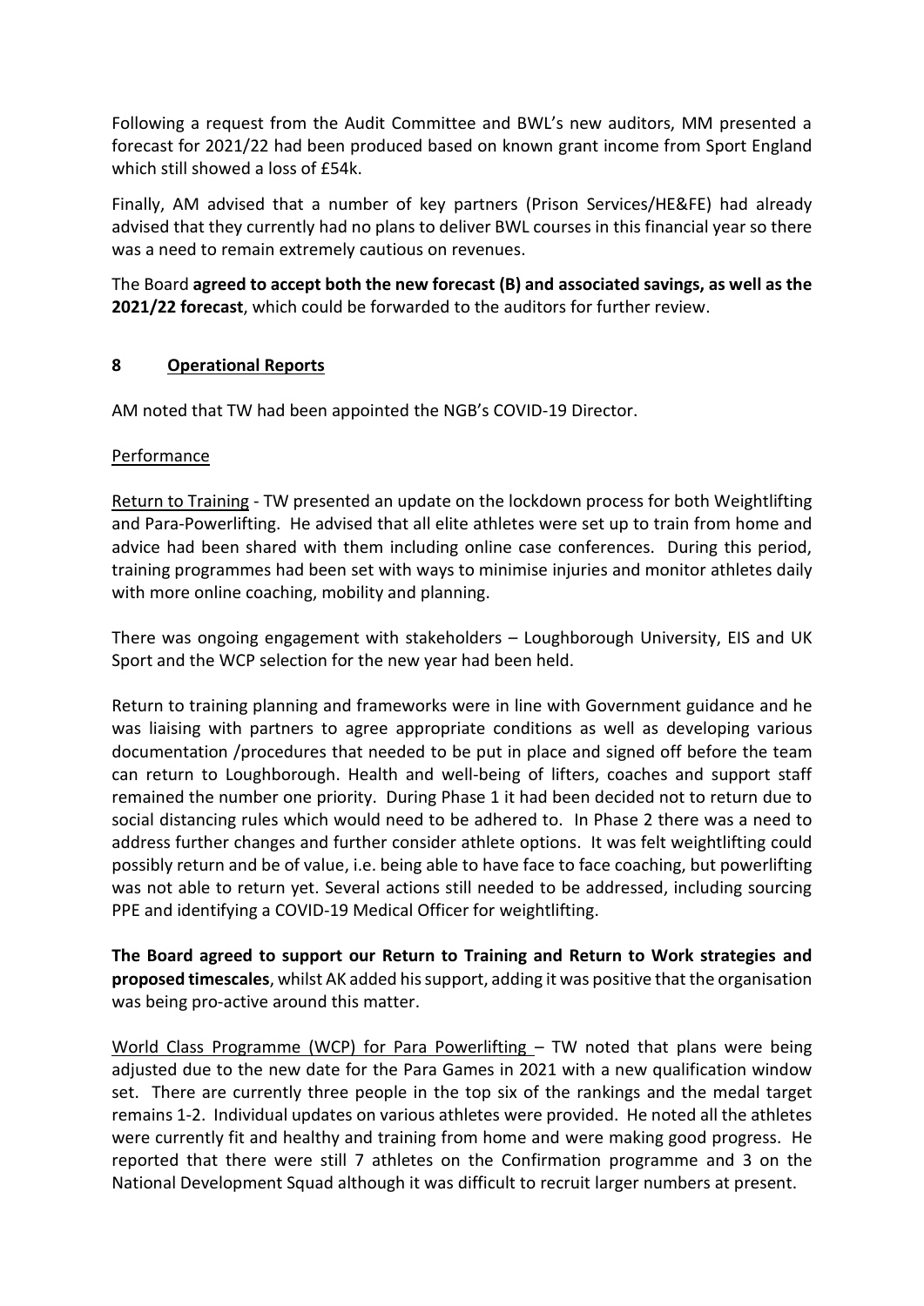Following a request from the Audit Committee and BWL's new auditors, MM presented a forecast for 2021/22 had been produced based on known grant income from Sport England which still showed a loss of £54k.

Finally, AM advised that a number of key partners (Prison Services/HE&FE) had already advised that they currently had no plans to deliver BWL courses in this financial year so there was a need to remain extremely cautious on revenues.

The Board **agreed to accept both the new forecast (B) and associated savings, as well as the 2021/22 forecast**, which could be forwarded to the auditors for further review.

## 8 Operational Reports

AM noted that TW had been appointed the NGB's COVID-19 Director.

### Performance

Return to Training - TW presented an update on the lockdown process for both Weightlifting and Para-Powerlifting. He advised that all elite athletes were set up to train from home and advice had been shared with them including online case conferences. During this period, training programmes had been set with ways to minimise injuries and monitor athletes daily with more online coaching, mobility and planning.

There was ongoing engagement with stakeholders – Loughborough University, EIS and UK Sport and the WCP selection for the new year had been held.

Return to training planning and frameworks were in line with Government guidance and he was liaising with partners to agree appropriate conditions as well as developing various documentation /procedures that needed to be put in place and signed off before the team can return to Loughborough. Health and well-being of lifters, coaches and support staff remained the number one priority. During Phase 1 it had been decided not to return due to social distancing rules which would need to be adhered to. In Phase 2 there was a need to address further changes and further consider athlete options. It was felt weightlifting could possibly return and be of value, i.e. being able to have face to face coaching, but powerlifting was not able to return yet. Several actions still needed to be addressed, including sourcing PPE and identifying a COVID-19 Medical Officer for weightlifting.

**The Board agreed to support our Return to Training and Return to Work strategies and proposed timescales**, whilst AK added his support, adding it was positive that the organisation was being pro-active around this matter.

World Class Programme (WCP) for Para Powerlifting – TW noted that plans were being adjusted due to the new date for the Para Games in 2021 with a new qualification window set. There are currently three people in the top six of the rankings and the medal target remains 1-2. Individual updates on various athletes were provided. He noted all the athletes were currently fit and healthy and training from home and were making good progress. He reported that there were still 7 athletes on the Confirmation programme and 3 on the National Development Squad although it was difficult to recruit larger numbers at present.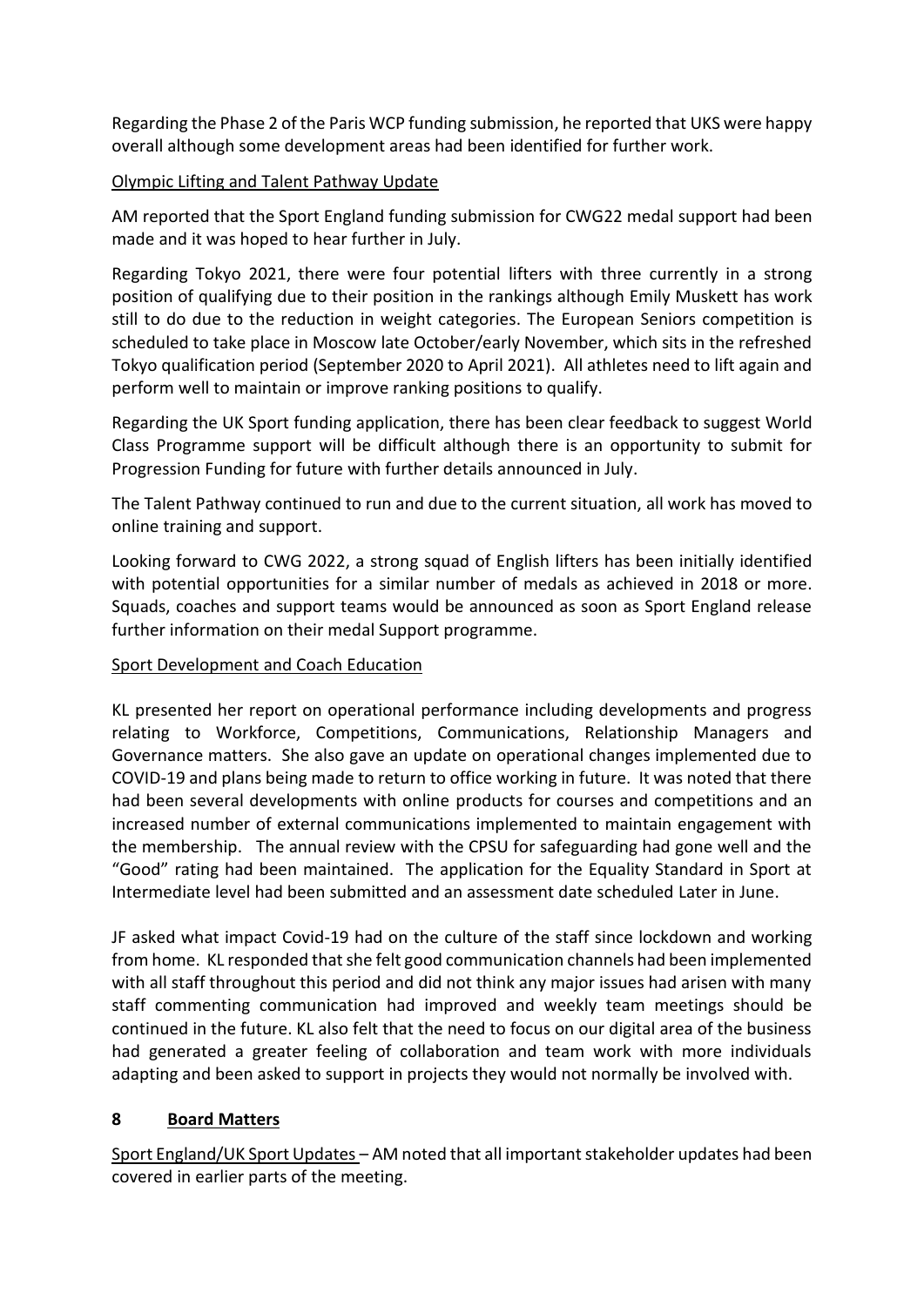Regarding the Phase 2 of the Paris WCP funding submission, he reported that UKS were happy overall although some development areas had been identified for further work.

Olympic Lifting and Talent Pathway Update

AM reported that the Sport England funding submission for CWG22 medal support had been made and it was hoped to hear further in July.

Regarding Tokyo 2021, there were four potential lifters with three currently in a strong position of qualifying due to their position in the rankings although Emily Muskett has work still to do due to the reduction in weight categories. The European Seniors competition is scheduled to take place in Moscow late October/early November, which sits in the refreshed Tokyo qualification period (September 2020 to April 2021). All athletes need to lift again and perform well to maintain or improve ranking positions to qualify.

Regarding the UK Sport funding application, there has been clear feedback to suggest World Class Programme support will be difficult although there is an opportunity to submit for Progression Funding for future with further details announced in July.

The Talent Pathway continued to run and due to the current situation, all work has moved to online training and support.

Looking forward to CWG 2022, a strong squad of English lifters has been initially identified with potential opportunities for a similar number of medals as achieved in 2018 or more. Squads, coaches and support teams would be announced as soon as Sport England release further information on their medal Support programme.

Sport Development and Coach Education

KL presented her report on operational performance including developments and progress relating to Workforce, Competitions, Communications, Relationship Managers and Governance matters. She also gave an update on operational changes implemented due to COVID-19 and plans being made to return to office working in future. It was noted that there had been several developments with online products for courses and competitions and an increased number of external communications implemented to maintain engagement with the membership. The annual review with the CPSU for safeguarding had gone well and the "Good" rating had been maintained. The application for the Equality Standard in Sport at Intermediate level had been submitted and an assessment date scheduled Later in June.

JF asked what impact Covid-19 had on the culture of the staff since lockdown and working from home. KL responded that she felt good communication channels had been implemented with all staff throughout this period and did not think any major issues had arisen with many staff commenting communication had improved and weekly team meetings should be continued in the future. KL also felt that the need to focus on our digital area of the business had generated a greater feeling of collaboration and team work with more individuals adapting and been asked to support in projects they would not normally be involved with.

## 8 Board Matters

Sport England/UK Sport Updates – AM noted that all important stakeholder updates had been covered in earlier parts of the meeting.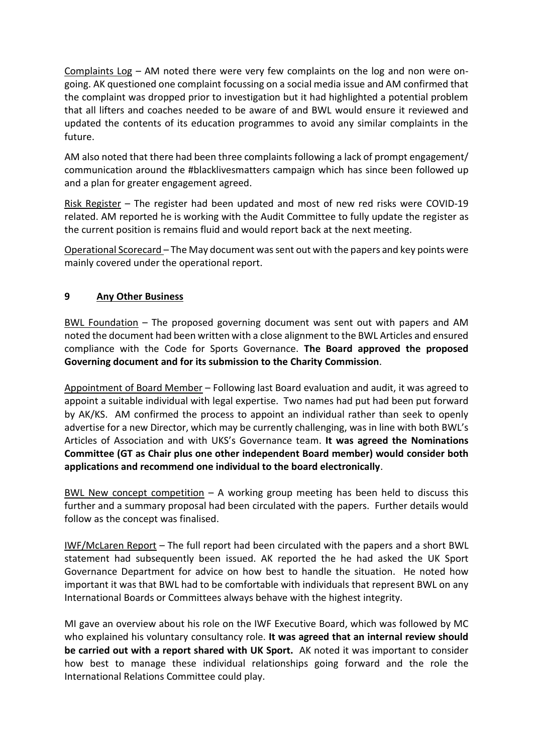Complaints Log – AM noted there were very few complaints on the log and non were on-going. AK questioned one complaint focussing on a social media issue and AM confirmed that the complaint was dropped prior to investigation but it had highlighted a potential problem that all lifters and coaches needed to be aware of and BWL would ensure it reviewed and updated the contents of its education programmes to avoid any similar complaints in the future.

AM also noted that there had been three complaints following a lack of prompt engagement/ communication around the #blacklivesmatters campaign which has since been followed up and a plan for greater engagement agreed.

Risk Register – The register had been updated and most of new red risks were COVID-19 related. AM reported he is working with the Audit Committee to fully update the register as the current position is remains fluid and would report back at the next meeting.

Operational Scorecard – The May document was sent out with the papers and key points were mainly covered under the operational report.

## 9 Any Other Business

BWL Foundation – The proposed governing document was sent out with papers and AM noted the document had been written with a close alignment to the BWL Articles and ensured compliance with the Code for Sports Governance. **The Board approved the proposed Governing document and for its submission to the Charity Commission**.

Appointment of Board Member – Following last Board evaluation and audit, it was agreed to appoint a suitable individual with legal expertise. Two names had put had been put forward by AK/KS. AM confirmed the process to appoint an individual rather than seek to openly advertise for a new Director, which may be currently challenging, was in line with both BWL's Articles of Association and with UKS's Governance team. **It was agreed the Nominations Committee (GT as Chair plus one other independent Board member) would consider both applications and recommend one individual to the board electronically**.

BWL New concept competition – A working group meeting has been held to discuss this further and a summary proposal had been circulated with the papers. Further details would follow as the concept was finalised.

IWF/McLaren Report – The full report had been circulated with the papers and a short BWL statement had subsequently been issued. AK reported the he had asked the UK Sport Governance Department for advice on how best to handle the situation. He noted how important it was that BWL had to be comfortable with individuals that represent BWL on any International Boards or Committees always behave with the highest integrity.

MI gave an overview about his role on the IWF Executive Board, which was followed by MC who explained his voluntary consultancy role. **It was agreed that an internal review should be carried out with a report shared with UK Sport.** AK noted it was important to consider how best to manage these individual relationships going forward and the role the International Relations Committee could play.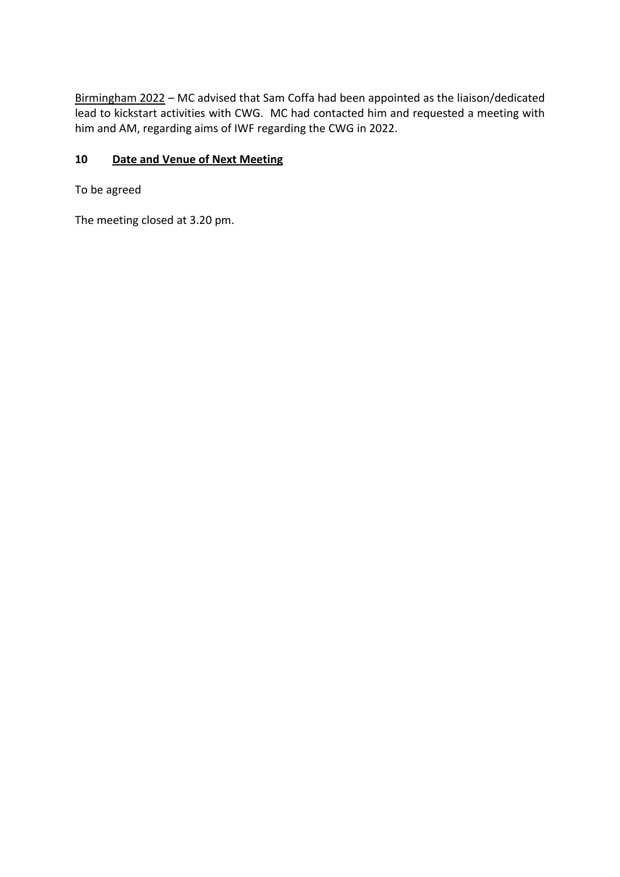<u>Birmingham 2022</u> – MC advised that Sam Coffa had been appointed as the liaison/dedicated lead to kickstart activities with CWG. MC had contacted him and requested a meeting with him and AM, regarding aims of IWF regarding the CWG in 2022.

## 10 <u>Date and Venue of Next Meeting</u>

To be agreed

The meeting closed at 3.20 pm.